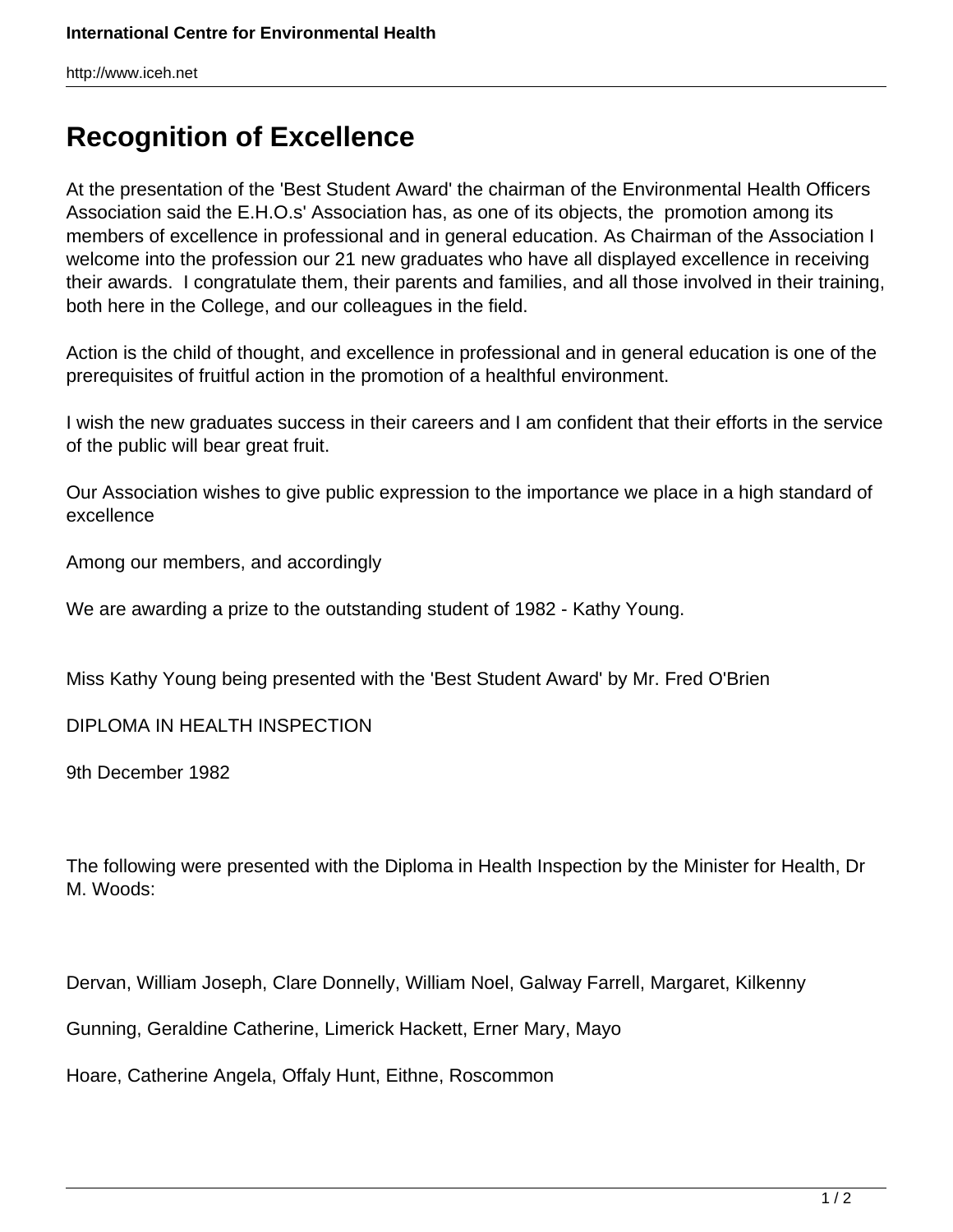# Recognition of Excellence

At the presentation of the 'Best Student Award' the chairman of the Environmental Health Officers Association said the E.H.O.s' Association has, as one of its objects, the promotion among its members of excellence in professional and in general education. As Chairman of the Association I welcome into the profession our 21 new graduates who have all displayed excellence in receiving their awards. I congratulate them, their parents and families, and all those involved in their training, both here in the College, and our colleagues in the field.

Action is the child of thought, and excellence in professional and in general education is one of the prerequisites of fruitful action in the promotion of a healthful environment.

I wish the new graduates success in their careers and I am confident that their efforts in the service of the public will bear great fruit.

Our Association wishes to give public expression to the importance we place in a high standard of excellence

Among our members, and accordingly

We are awarding a prize to the outstanding student of 1982 - Kathy Young.

Miss Kathy Young being presented with the 'Best Student Award' by Mr. Fred O'Brien

DIPLOMA IN HEALTH INSPECTION

9th December 1982

The following were presented with the Diploma in Health Inspection by the Minister for Health, Dr M. Woods:

Dervan, William Joseph, Clare Donnelly, William Noel, Galway Farrell, Margaret, Kilkenny

Gunning, Geraldine Catherine, Limerick Hackett, Erner Mary, Mayo

Hoare, Catherine Angela, Offaly Hunt, Eithne, Roscommon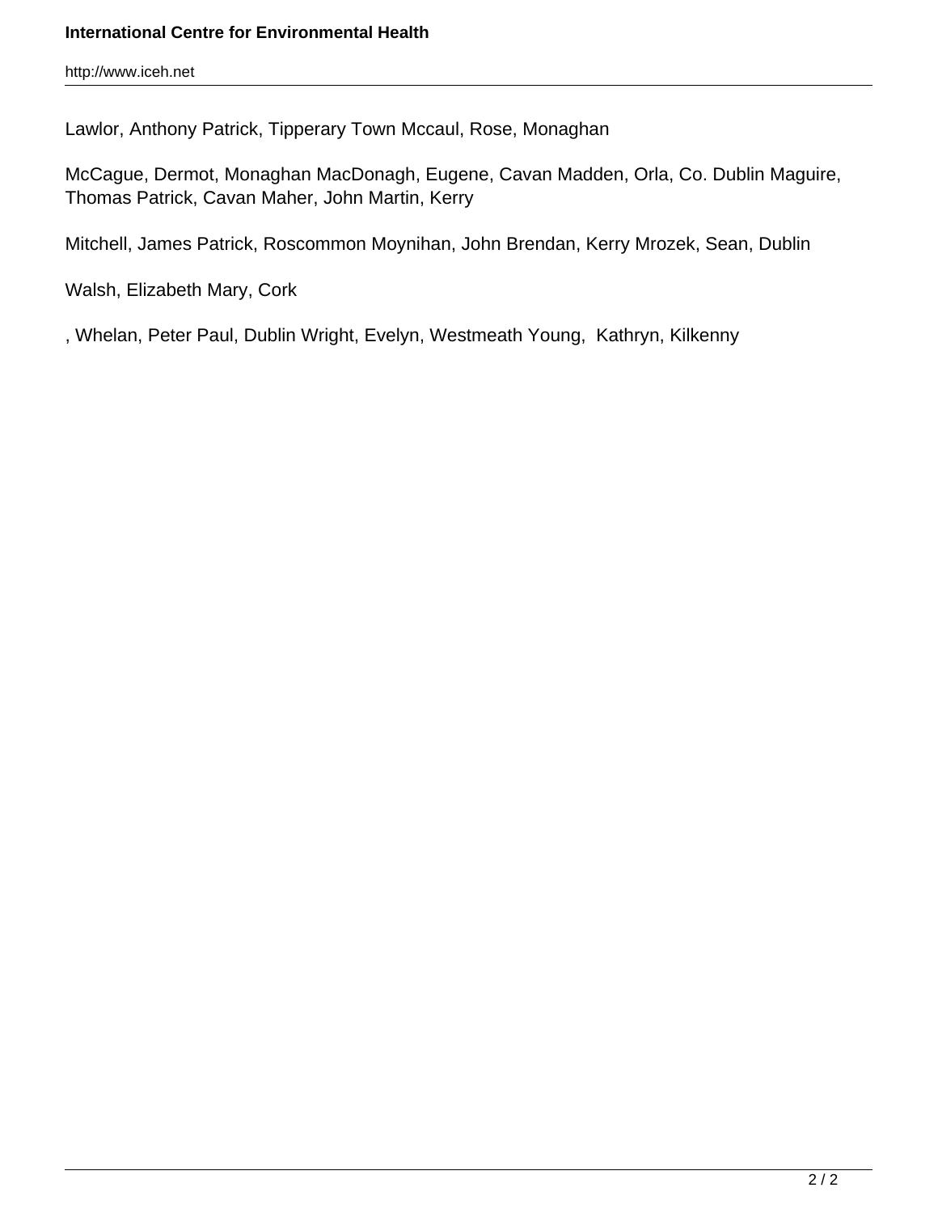Lawlor, Anthony Patrick, Tipperary Town Mccaul, Rose, Monaghan

McCague, Dermot, Monaghan MacDonagh, Eugene, Cavan Madden, Orla, Co. Dublin Maguire, Thomas Patrick, Cavan Maher, John Martin, Kerry

Mitchell, James Patrick, Roscommon Moynihan, John Brendan, Kerry Mrozek, Sean, Dublin

Walsh, Elizabeth Mary, Cork

, Whelan, Peter Paul, Dublin Wright, Evelyn, Westmeath Young, Kathryn, Kilkenny